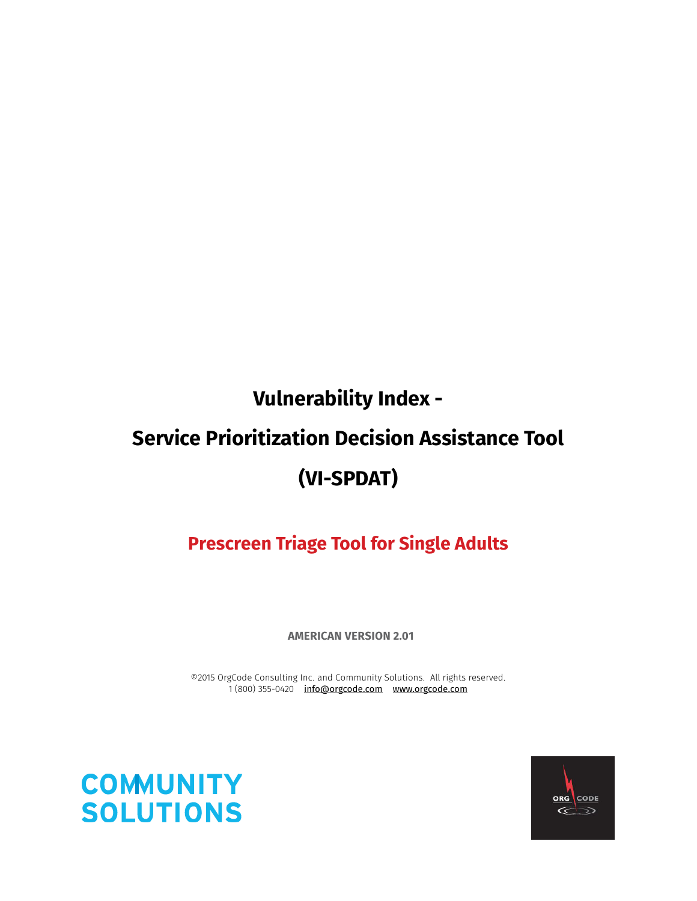# Vulnerability Index -

# Service Prioritization Decision Assistance Tool

# (VI-SPDAT)

## Prescreen Triage Tool for Single Adults

**AMERICAN VERSION 2.01**

©2015 OrgCode Consulting Inc. and Community Solutions. All rights reserved.
1 (800) 355-0420 info@orgcode.com www.orgcode.com

COMMUNITY SOLUTIONS

ORG CODE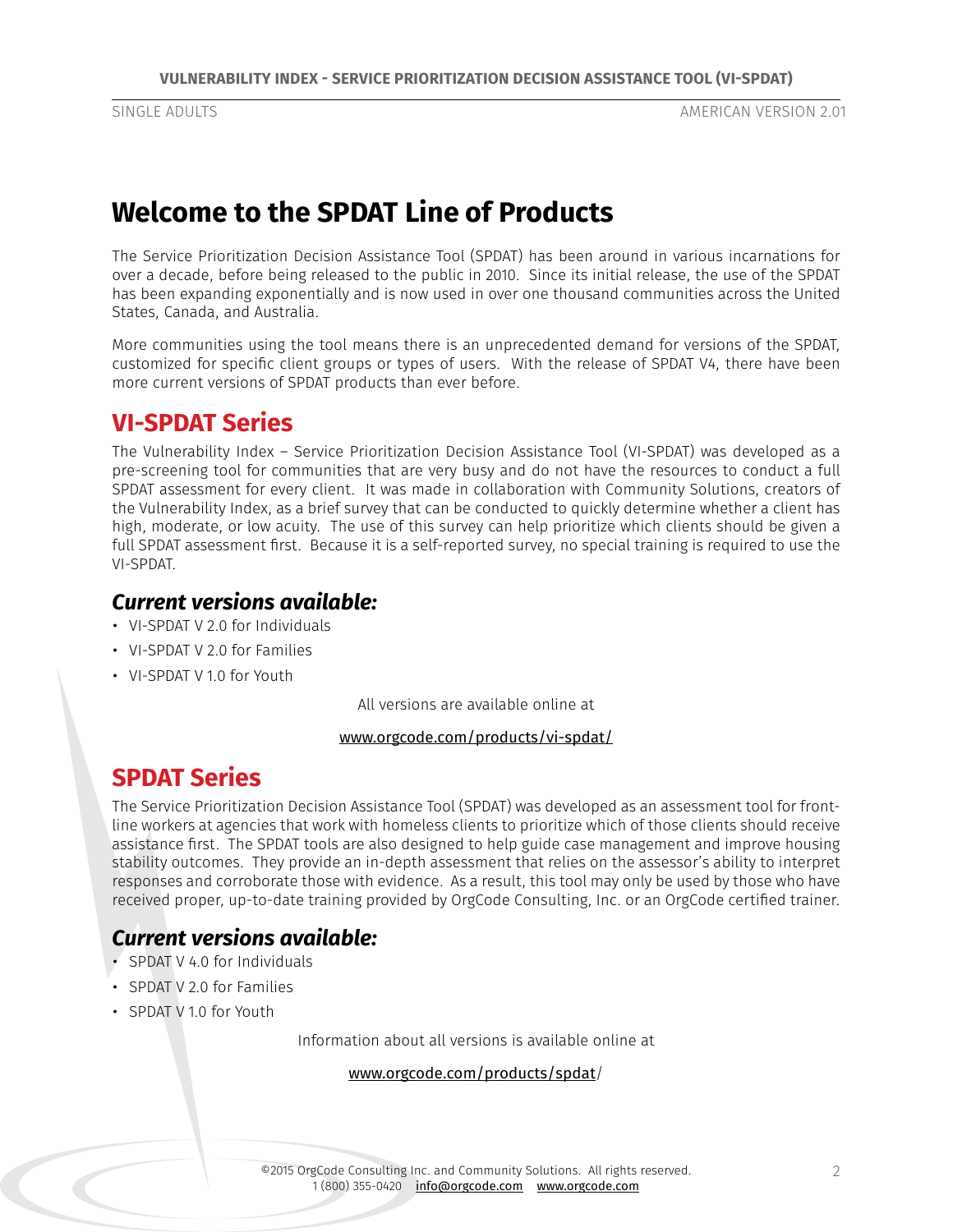# Welcome to the SPDAT Line of Products

The Service Prioritization Decision Assistance Tool (SPDAT) has been around in various incarnations for over a decade, before being released to the public in 2010. Since its initial release, the use of the SPDAT has been expanding exponentially and is now used in over one thousand communities across the United States, Canada, and Australia.

More communities using the tool means there is an unprecedented demand for versions of the SPDAT, customized for specific client groups or types of users. With the release of SPDAT V4, there have been more current versions of SPDAT products than ever before.

## VI-SPDAT Series

The Vulnerability Index – Service Prioritization Decision Assistance Tool (VI-SPDAT) was developed as a pre-screening tool for communities that are very busy and do not have the resources to conduct a full SPDAT assessment for every client. It was made in collaboration with Community Solutions, creators of the Vulnerability Index, as a brief survey that can be conducted to quickly determine whether a client has high, moderate, or low acuity. The use of this survey can help prioritize which clients should be given a full SPDAT assessment first. Because it is a self-reported survey, no special training is required to use the VI-SPDAT.

### *Current versions available:*

- VI-SPDAT V 2.0 for Individuals
- VI-SPDAT V 2.0 for Families
- VI-SPDAT V 1.0 for Youth

All versions are available online at

www.orgcode.com/products/vi-spdat/

## SPDAT Series

The Service Prioritization Decision Assistance Tool (SPDAT) was developed as an assessment tool for front-line workers at agencies that work with homeless clients to prioritize which of those clients should receive assistance first. The SPDAT tools are also designed to help guide case management and improve housing stability outcomes. They provide an in-depth assessment that relies on the assessor's ability to interpret responses and corroborate those with evidence. As a result, this tool may only be used by those who have received proper, up-to-date training provided by OrgCode Consulting, Inc. or an OrgCode certified trainer.

### *Current versions available:*

- SPDAT V 4.0 for Individuals
- SPDAT V 2.0 for Families
- SPDAT V 1.0 for Youth

Information about all versions is available online at

www.orgcode.com/products/spdat/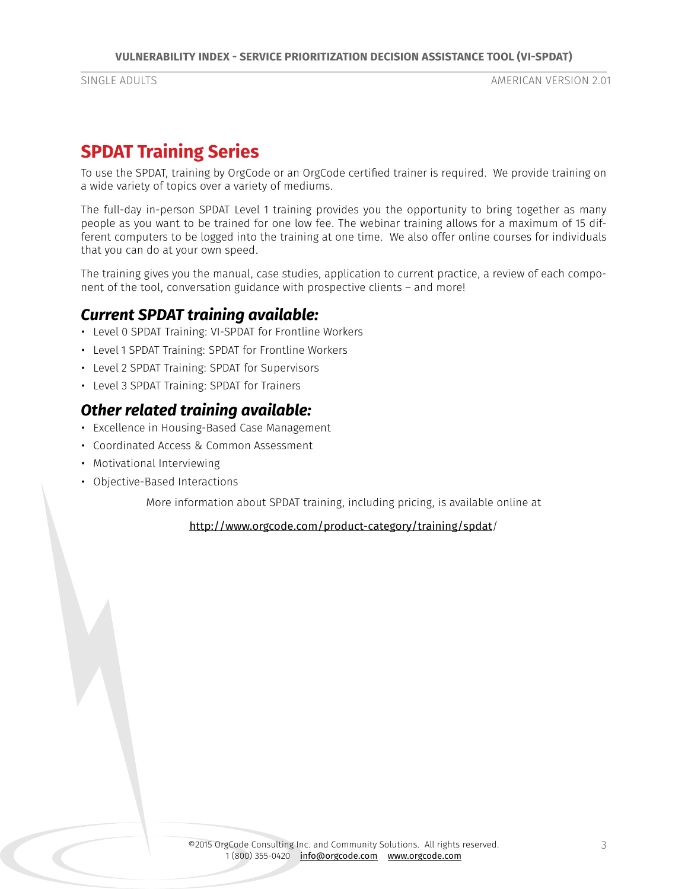## SPDAT Training Series

To use the SPDAT, training by OrgCode or an OrgCode certified trainer is required. We provide training on a wide variety of topics over a variety of mediums.

The full-day in-person SPDAT Level 1 training provides you the opportunity to bring together as many people as you want to be trained for one low fee. The webinar training allows for a maximum of 15 different computers to be logged into the training at one time. We also offer online courses for individuals that you can do at your own speed.

The training gives you the manual, case studies, application to current practice, a review of each component of the tool, conversation guidance with prospective clients – and more!

### *Current SPDAT training available:*

- Level 0 SPDAT Training: VI-SPDAT for Frontline Workers
- Level 1 SPDAT Training: SPDAT for Frontline Workers
- Level 2 SPDAT Training: SPDAT for Supervisors
- Level 3 SPDAT Training: SPDAT for Trainers

### *Other related training available:*

- Excellence in Housing-Based Case Management
- Coordinated Access & Common Assessment
- Motivational Interviewing
- Objective-Based Interactions

More information about SPDAT training, including pricing, is available online at

http://www.orgcode.com/product-category/training/spdat/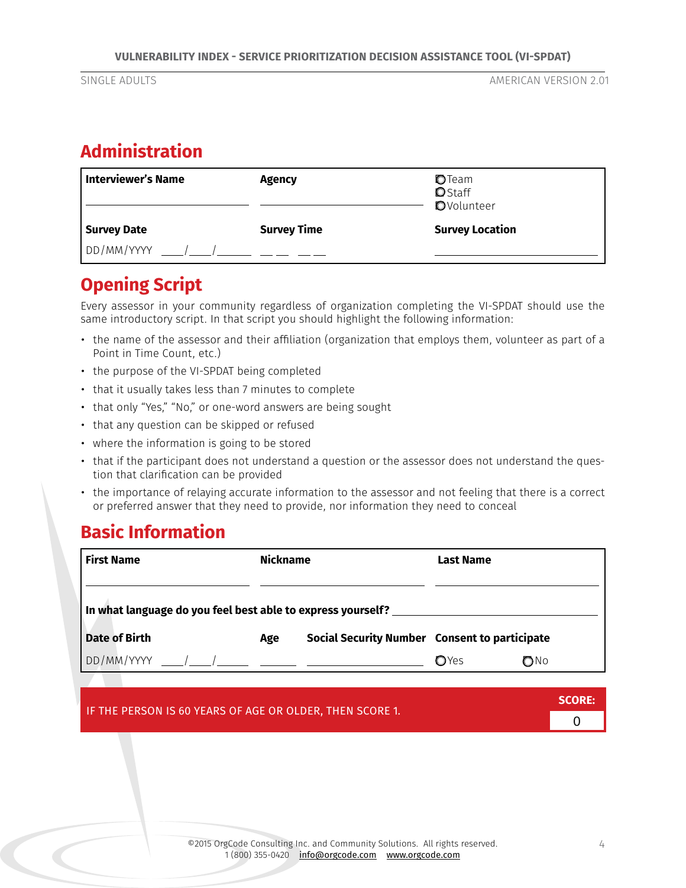## Administration

| Interviewer's Name | Agency | ◯ Team<br>◯ Staff<br>◯ Volunteer |
|---|---|---|
| ________________ | ________________ | |
| **Survey Date** | **Survey Time** | **Survey Location** |
| DD/MM/YYYY ___/___/_____ | __ __ __ __ | ________________ |

## Opening Script

Every assessor in your community regardless of organization completing the VI-SPDAT should use the same introductory script. In that script you should highlight the following information:

- the name of the assessor and their affiliation (organization that employs them, volunteer as part of a Point in Time Count, etc.)
- the purpose of the VI-SPDAT being completed
- that it usually takes less than 7 minutes to complete
- that only "Yes," "No," or one-word answers are being sought
- that any question can be skipped or refused
- where the information is going to be stored
- that if the participant does not understand a question or the assessor does not understand the question that clarification can be provided
- the importance of relaying accurate information to the assessor and not feeling that there is a correct or preferred answer that they need to provide, nor information they need to conceal

## Basic Information

| First Name | Nickname | Last Name |
|---|---|---|
| ________________ | ________________ | ________________ |

**In what language do you feel best able to express yourself?** ________________

| Date of Birth | Age | Social Security Number | Consent to participate |
|---|---|---|---|
| DD/MM/YYYY ___/___/_____ | _____ | ________________ | ◯ Yes ◯ No |

| IF THE PERSON IS 60 YEARS OF AGE OR OLDER, THEN SCORE 1. | SCORE: |
|---|---|
| | 0 |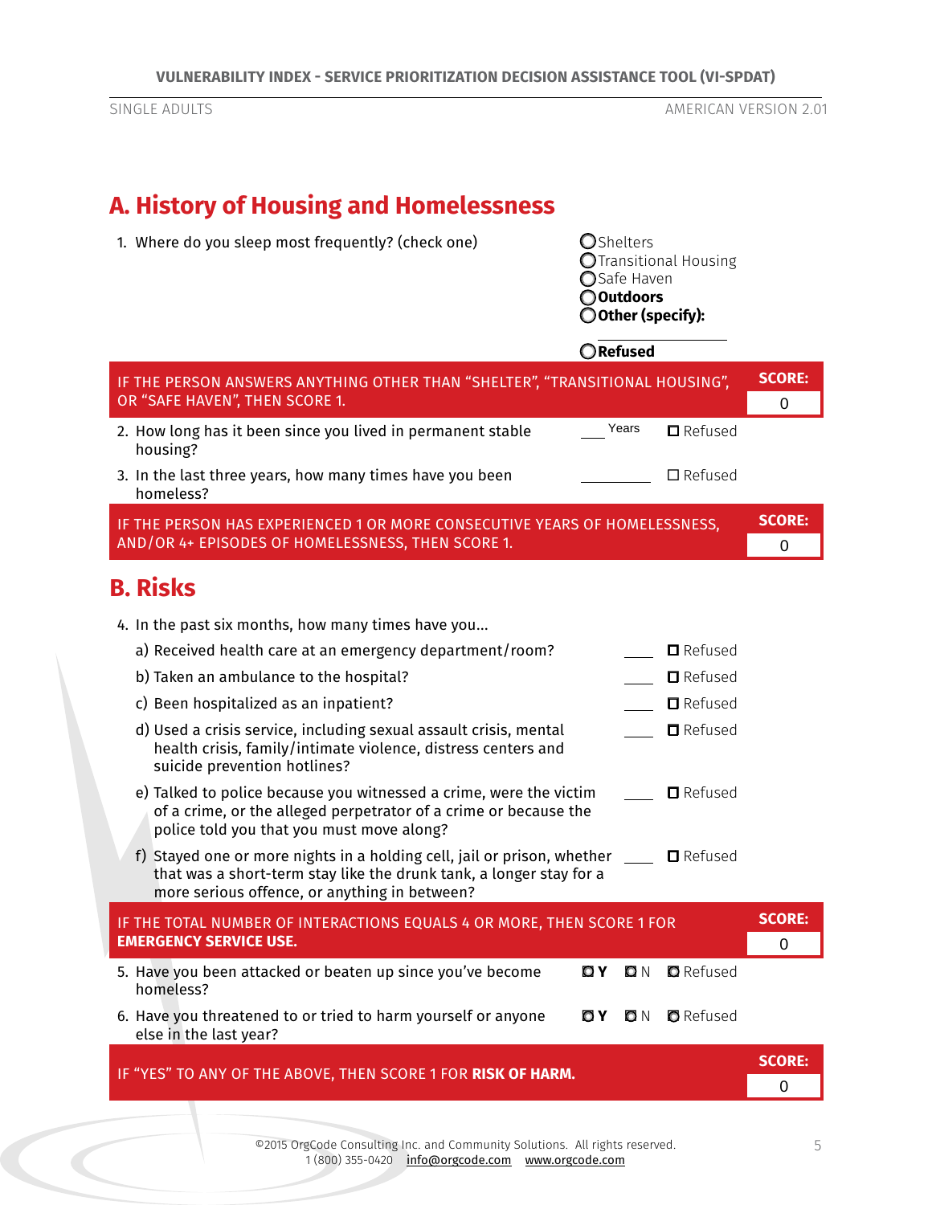## A. History of Housing and Homelessness

1. Where do you sleep most frequently? (check one)
   - ◯ Shelters
   - ◯ Transitional Housing
   - ◯ Safe Haven
   - ◯ **Outdoors**
   - ◯ **Other (specify):** ____________
   - ◯ **Refused**

IF THE PERSON ANSWERS ANYTHING OTHER THAN "SHELTER", "TRANSITIONAL HOUSING", OR "SAFE HAVEN", THEN SCORE 1. — **SCORE:** 0

2. How long has it been since you lived in permanent stable housing? ____ Years ☐ Refused
3. In the last three years, how many times have you been homeless? ________ ☐ Refused

IF THE PERSON HAS EXPERIENCED 1 OR MORE CONSECUTIVE YEARS OF HOMELESSNESS, AND/OR 4+ EPISODES OF HOMELESSNESS, THEN SCORE 1. — **SCORE:** 0

## B. Risks

4. In the past six months, how many times have you...
   - a) Received health care at an emergency department/room? ____ ☐ Refused
   - b) Taken an ambulance to the hospital? ____ ☐ Refused
   - c) Been hospitalized as an inpatient? ____ ☐ Refused
   - d) Used a crisis service, including sexual assault crisis, mental health crisis, family/intimate violence, distress centers and suicide prevention hotlines? ____ ☐ Refused
   - e) Talked to police because you witnessed a crime, were the victim of a crime, or the alleged perpetrator of a crime or because the police told you that you must move along? ____ ☐ Refused
   - f) Stayed one or more nights in a holding cell, jail or prison, whether that was a short-term stay like the drunk tank, a longer stay for a more serious offence, or anything in between? ____ ☐ Refused

IF THE TOTAL NUMBER OF INTERACTIONS EQUALS 4 OR MORE, THEN SCORE 1 FOR **EMERGENCY SERVICE USE.** — **SCORE:** 0

5. Have you been attacked or beaten up since you've become homeless? ☐ **Y** ☐ N ☐ Refused
6. Have you threatened to or tried to harm yourself or anyone else in the last year? ☐ **Y** ☐ N ☐ Refused

IF "YES" TO ANY OF THE ABOVE, THEN SCORE 1 FOR **RISK OF HARM.** — **SCORE:** 0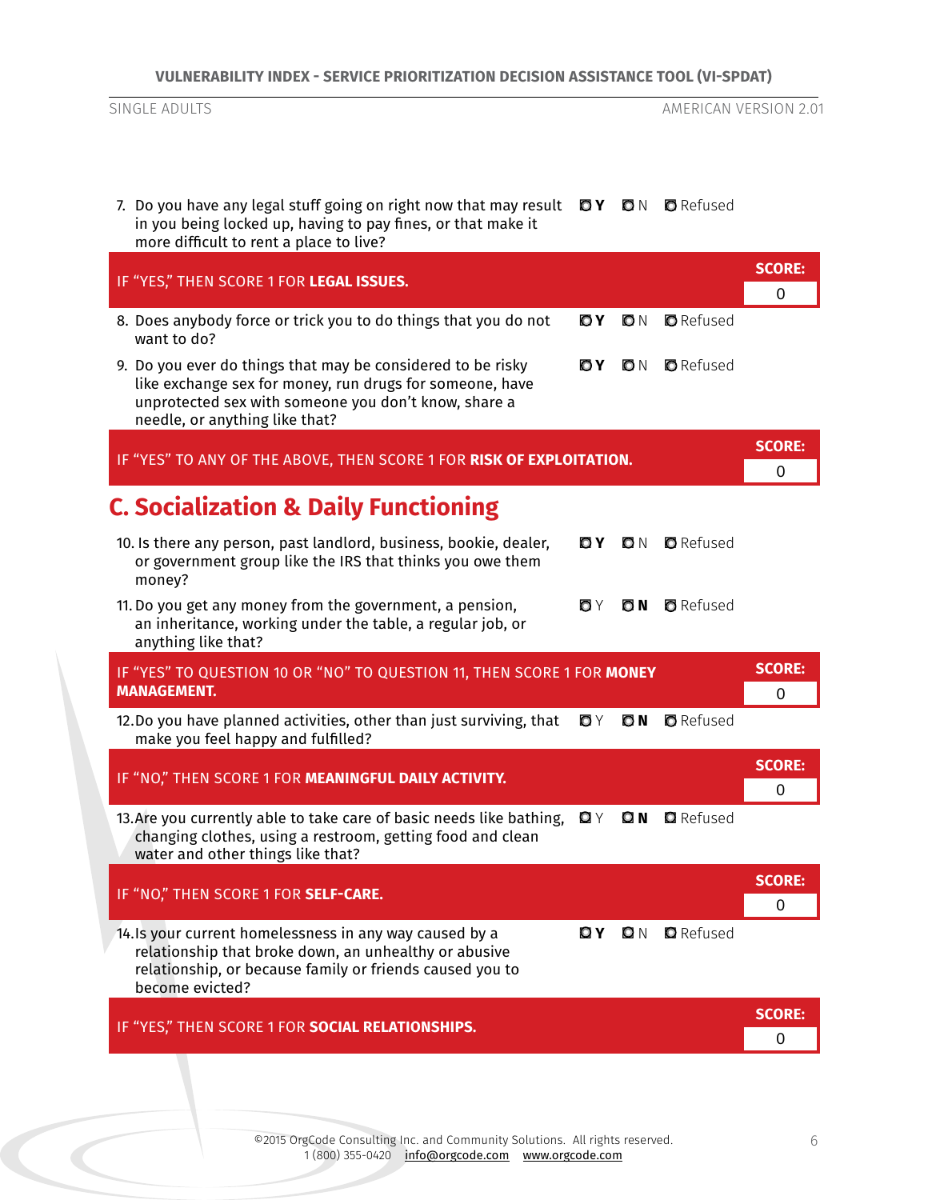7. Do you have any legal stuff going on right now that may result in you being locked up, having to pay fines, or that make it more difficult to rent a place to live? ◘ **Y** ◘ N ◘ Refused

| IF "YES," THEN SCORE 1 FOR **LEGAL ISSUES.** | SCORE: 0 |
|---|---|

8. Does anybody force or trick you to do things that you do not want to do? ◘ **Y** ◘ N ◘ Refused

9. Do you ever do things that may be considered to be risky like exchange sex for money, run drugs for someone, have unprotected sex with someone you don't know, share a needle, or anything like that? ◘ **Y** ◘ N ◘ Refused

| IF "YES" TO ANY OF THE ABOVE, THEN SCORE 1 FOR **RISK OF EXPLOITATION.** | SCORE: 0 |
|---|---|

## C. Socialization & Daily Functioning

10. Is there any person, past landlord, business, bookie, dealer, or government group like the IRS that thinks you owe them money? ◘ **Y** ◘ N ◘ Refused

11. Do you get any money from the government, a pension, an inheritance, working under the table, a regular job, or anything like that? ◘ Y ◘ **N** ◘ Refused

| IF "YES" TO QUESTION 10 OR "NO" TO QUESTION 11, THEN SCORE 1 FOR **MONEY MANAGEMENT.** | SCORE: 0 |
|---|---|

12. Do you have planned activities, other than just surviving, that make you feel happy and fulfilled? ◘ Y ◘ **N** ◘ Refused

| IF "NO," THEN SCORE 1 FOR **MEANINGFUL DAILY ACTIVITY.** | SCORE: 0 |
|---|---|

13. Are you currently able to take care of basic needs like bathing, changing clothes, using a restroom, getting food and clean water and other things like that? ◘ Y ◘ **N** ◘ Refused

| IF "NO," THEN SCORE 1 FOR **SELF-CARE.** | SCORE: 0 |
|---|---|

14. Is your current homelessness in any way caused by a relationship that broke down, an unhealthy or abusive relationship, or because family or friends caused you to become evicted? ◘ **Y** ◘ N ◘ Refused

| IF "YES," THEN SCORE 1 FOR **SOCIAL RELATIONSHIPS.** | SCORE: 0 |
|---|---|

©2015 OrgCode Consulting Inc. and Community Solutions. All rights reserved.
1 (800) 355-0420 info@orgcode.com www.orgcode.com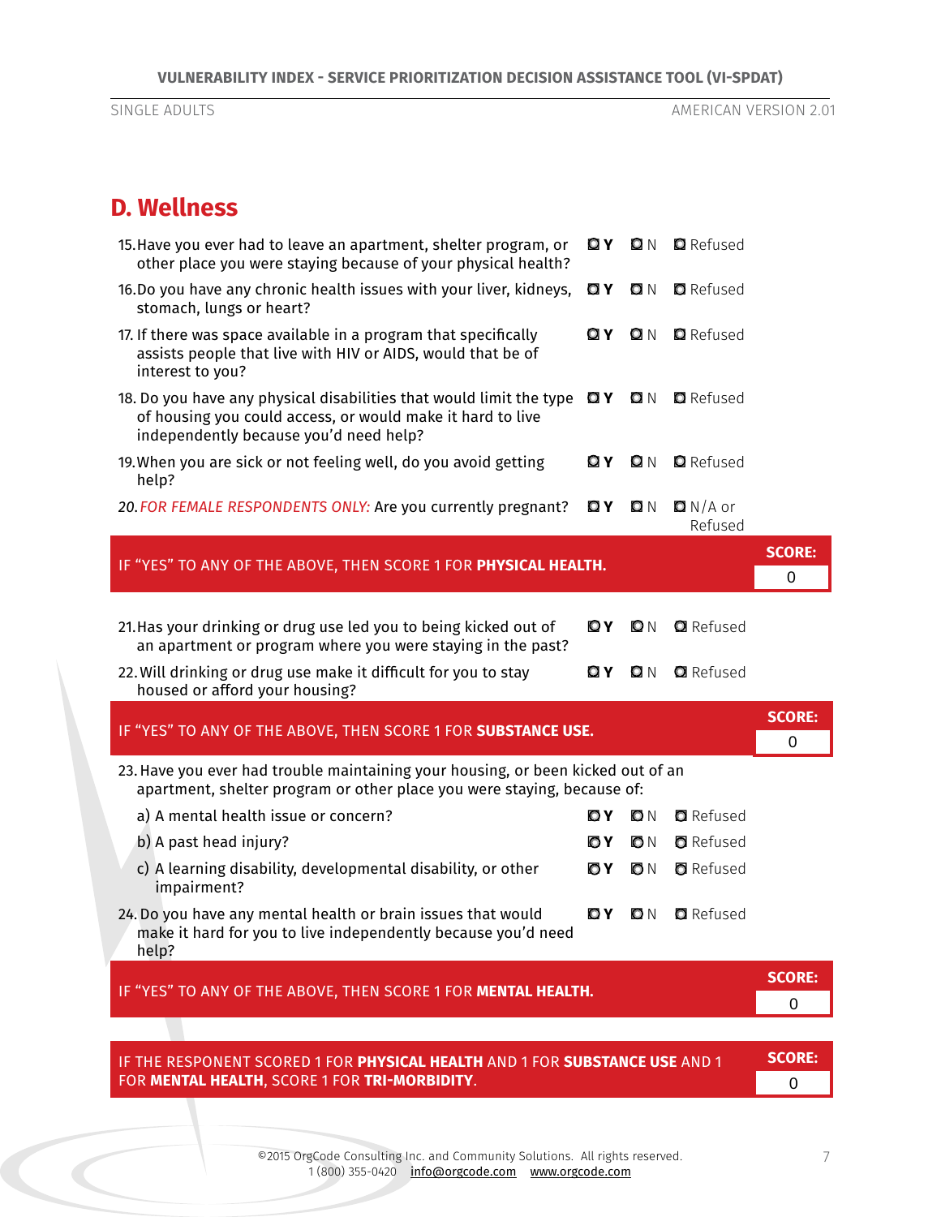## D. Wellness

15. Have you ever had to leave an apartment, shelter program, or other place you were staying because of your physical health? ☐ **Y** ☐ N ☐ Refused

16. Do you have any chronic health issues with your liver, kidneys, stomach, lungs or heart? ☐ **Y** ☐ N ☐ Refused

17. If there was space available in a program that specifically assists people that live with HIV or AIDS, would that be of interest to you? ☐ **Y** ☐ N ☐ Refused

18. Do you have any physical disabilities that would limit the type of housing you could access, or would make it hard to live independently because you'd need help? ☐ **Y** ☐ N ☐ Refused

19. When you are sick or not feeling well, do you avoid getting help? ☐ **Y** ☐ N ☐ Refused

20. *FOR FEMALE RESPONDENTS ONLY:* Are you currently pregnant? ☐ **Y** ☐ N ☐ N/A or Refused

| IF "YES" TO ANY OF THE ABOVE, THEN SCORE 1 FOR **PHYSICAL HEALTH**. | **SCORE:** 0 |
|---|---|

21. Has your drinking or drug use led you to being kicked out of an apartment or program where you were staying in the past? ☐ **Y** ☐ N ☐ Refused

22. Will drinking or drug use make it difficult for you to stay housed or afford your housing? ☐ **Y** ☐ N ☐ Refused

| IF "YES" TO ANY OF THE ABOVE, THEN SCORE 1 FOR **SUBSTANCE USE**. | **SCORE:** 0 |
|---|---|

23. Have you ever had trouble maintaining your housing, or been kicked out of an apartment, shelter program or other place you were staying, because of:
    - a) A mental health issue or concern? ☐ **Y** ☐ N ☐ Refused
    - b) A past head injury? ☐ **Y** ☐ N ☐ Refused
    - c) A learning disability, developmental disability, or other impairment? ☐ **Y** ☐ N ☐ Refused

24. Do you have any mental health or brain issues that would make it hard for you to live independently because you'd need help? ☐ **Y** ☐ N ☐ Refused

| IF "YES" TO ANY OF THE ABOVE, THEN SCORE 1 FOR **MENTAL HEALTH**. | **SCORE:** 0 |
|---|---|

| IF THE RESPONENT SCORED 1 FOR **PHYSICAL HEALTH** AND 1 FOR **SUBSTANCE USE** AND 1 FOR **MENTAL HEALTH**, SCORE 1 FOR **TRI-MORBIDITY**. | **SCORE:** 0 |
|---|---|

©2015 OrgCode Consulting Inc. and Community Solutions. All rights reserved.
1 (800) 355-0420 info@orgcode.com www.orgcode.com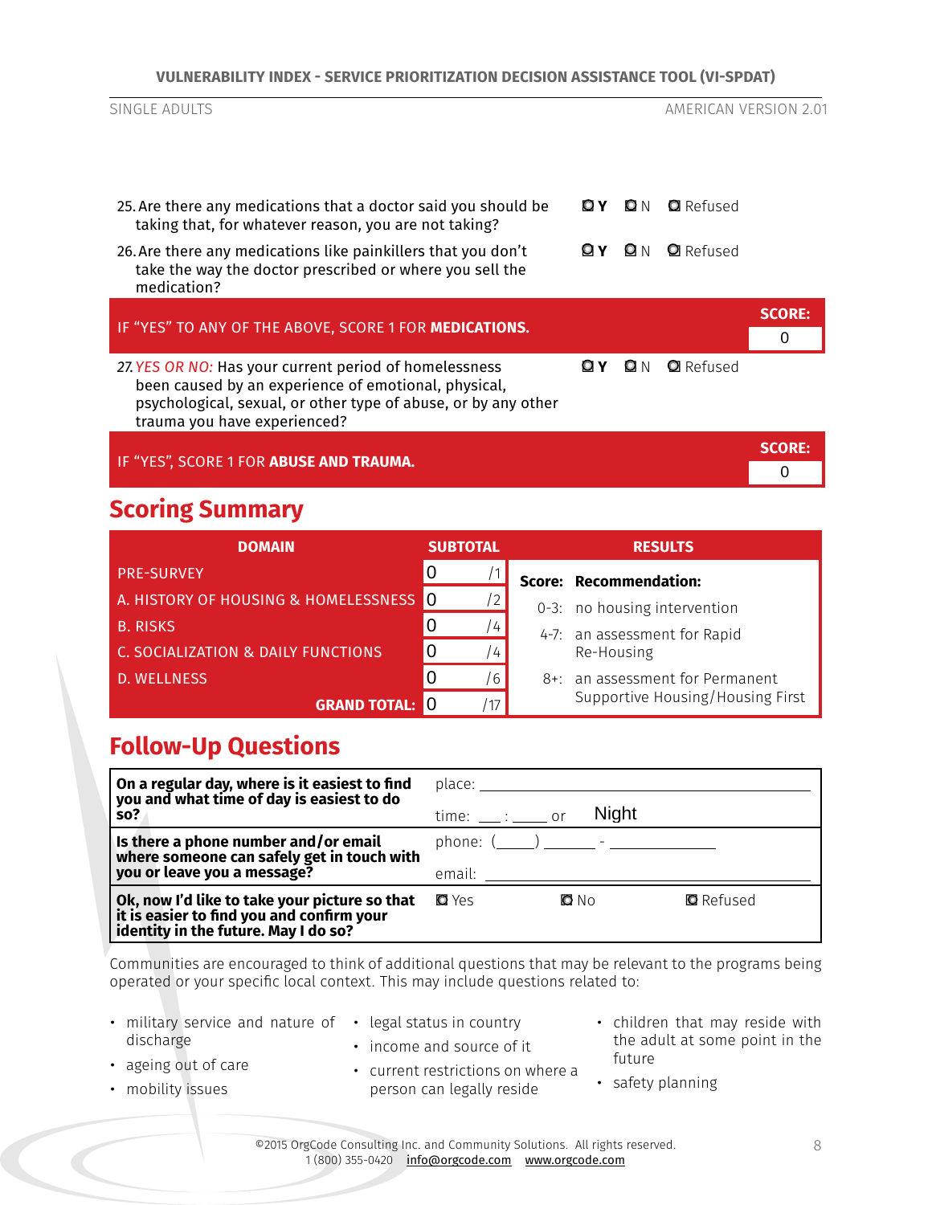25. Are there any medications that a doctor said you should be taking that, for whatever reason, you are not taking? ☐ Y ☐ N ☐ Refused

26. Are there any medications like painkillers that you don't take the way the doctor prescribed or where you sell the medication? ☐ Y ☐ N ☐ Refused

| IF "YES" TO ANY OF THE ABOVE, SCORE 1 FOR **MEDICATIONS.** | SCORE: 0 |
|---|---|

27. *YES OR NO:* Has your current period of homelessness been caused by an experience of emotional, physical, psychological, sexual, or other type of abuse, or by any other trauma you have experienced? ☐ Y ☐ N ☐ Refused

| IF "YES", SCORE 1 FOR **ABUSE AND TRAUMA.** | SCORE: 0 |
|---|---|

## Scoring Summary

| DOMAIN | SUBTOTAL | | RESULTS | |
|---|---|---|---|---|
| PRE-SURVEY | 0 | /1 | **Score:** | **Recommendation:** |
| A. HISTORY OF HOUSING & HOMELESSNESS | 0 | /2 | 0-3: | no housing intervention |
| B. RISKS | 0 | /4 | 4-7: | an assessment for Rapid Re-Housing |
| C. SOCIALIZATION & DAILY FUNCTIONS | 0 | /4 | 8+: | an assessment for Permanent Supportive Housing/Housing First |
| D. WELLNESS | 0 | /6 | | |
| **GRAND TOTAL:** | 0 | /17 | | |

## Follow-Up Questions

| | |
|---|---|
| **On a regular day, where is it easiest to find you and what time of day is easiest to do so?** | place: ______ <br> time: ___ : ____ or Night |
| **Is there a phone number and/or email where someone can safely get in touch with you or leave you a message?** | phone: (____) ______ - ________ <br> email: ______ |
| **Ok, now I'd like to take your picture so that it is easier to find you and confirm your identity in the future. May I do so?** | ☐ Yes ☐ No ☐ Refused |

Communities are encouraged to think of additional questions that may be relevant to the programs being operated or your specific local context. This may include questions related to:

- military service and nature of discharge
- ageing out of care
- mobility issues
- legal status in country
- income and source of it
- current restrictions on where a person can legally reside
- children that may reside with the adult at some point in the future
- safety planning

©2015 OrgCode Consulting Inc. and Community Solutions. All rights reserved.
1 (800) 355-0420 info@orgcode.com www.orgcode.com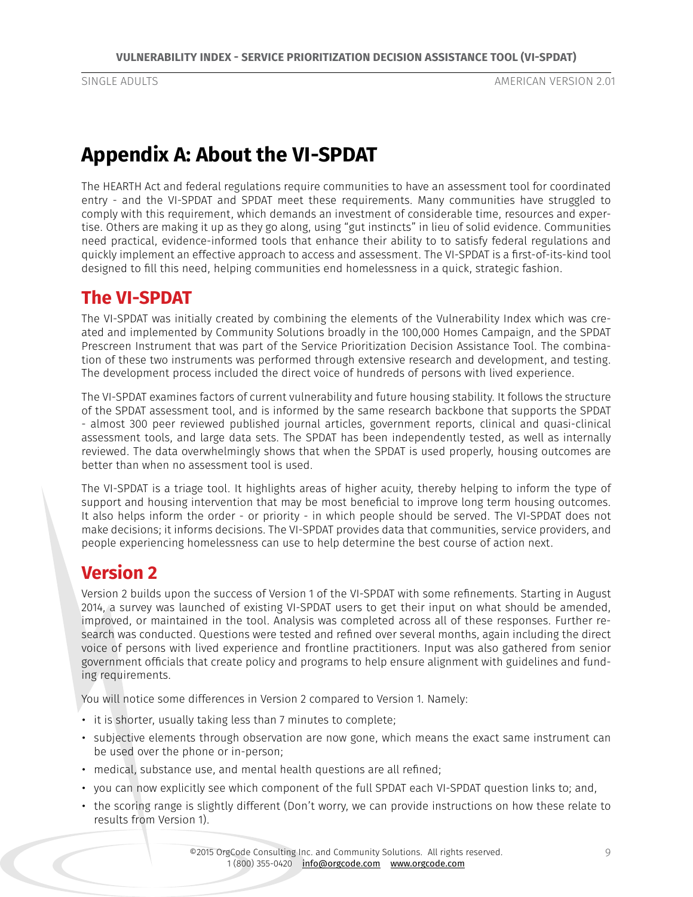# Appendix A: About the VI-SPDAT

The HEARTH Act and federal regulations require communities to have an assessment tool for coordinated entry - and the VI-SPDAT and SPDAT meet these requirements. Many communities have struggled to comply with this requirement, which demands an investment of considerable time, resources and expertise. Others are making it up as they go along, using "gut instincts" in lieu of solid evidence. Communities need practical, evidence-informed tools that enhance their ability to to satisfy federal regulations and quickly implement an effective approach to access and assessment. The VI-SPDAT is a first-of-its-kind tool designed to fill this need, helping communities end homelessness in a quick, strategic fashion.

## The VI-SPDAT

The VI-SPDAT was initially created by combining the elements of the Vulnerability Index which was created and implemented by Community Solutions broadly in the 100,000 Homes Campaign, and the SPDAT Prescreen Instrument that was part of the Service Prioritization Decision Assistance Tool. The combination of these two instruments was performed through extensive research and development, and testing. The development process included the direct voice of hundreds of persons with lived experience.

The VI-SPDAT examines factors of current vulnerability and future housing stability. It follows the structure of the SPDAT assessment tool, and is informed by the same research backbone that supports the SPDAT - almost 300 peer reviewed published journal articles, government reports, clinical and quasi-clinical assessment tools, and large data sets. The SPDAT has been independently tested, as well as internally reviewed. The data overwhelmingly shows that when the SPDAT is used properly, housing outcomes are better than when no assessment tool is used.

The VI-SPDAT is a triage tool. It highlights areas of higher acuity, thereby helping to inform the type of support and housing intervention that may be most beneficial to improve long term housing outcomes. It also helps inform the order - or priority - in which people should be served. The VI-SPDAT does not make decisions; it informs decisions. The VI-SPDAT provides data that communities, service providers, and people experiencing homelessness can use to help determine the best course of action next.

## Version 2

Version 2 builds upon the success of Version 1 of the VI-SPDAT with some refinements. Starting in August 2014, a survey was launched of existing VI-SPDAT users to get their input on what should be amended, improved, or maintained in the tool. Analysis was completed across all of these responses. Further research was conducted. Questions were tested and refined over several months, again including the direct voice of persons with lived experience and frontline practitioners. Input was also gathered from senior government officials that create policy and programs to help ensure alignment with guidelines and funding requirements.

You will notice some differences in Version 2 compared to Version 1. Namely:

- it is shorter, usually taking less than 7 minutes to complete;
- subjective elements through observation are now gone, which means the exact same instrument can be used over the phone or in-person;
- medical, substance use, and mental health questions are all refined;
- you can now explicitly see which component of the full SPDAT each VI-SPDAT question links to; and,
- the scoring range is slightly different (Don't worry, we can provide instructions on how these relate to results from Version 1).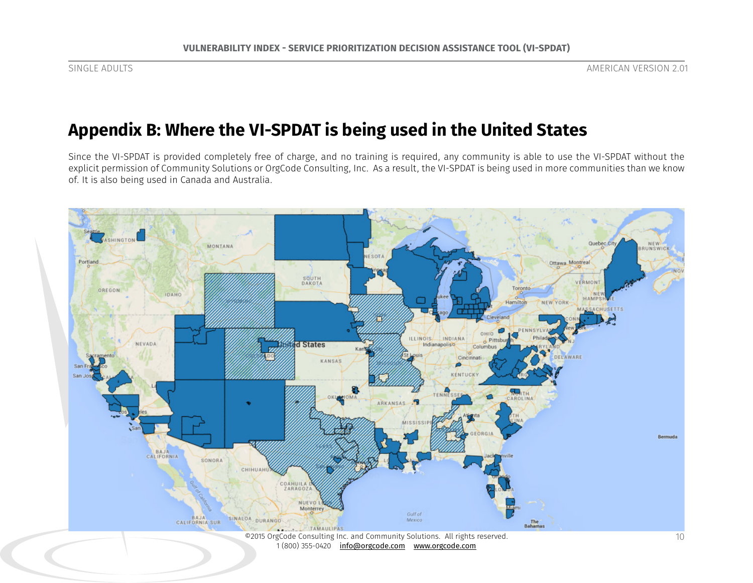## Appendix B: Where the VI-SPDAT is being used in the United States

Since the VI-SPDAT is provided completely free of charge, and no training is required, any community is able to use the VI-SPDAT without the explicit permission of Community Solutions or OrgCode Consulting, Inc. As a result, the VI-SPDAT is being used in more communities than we know of. It is also being used in Canada and Australia.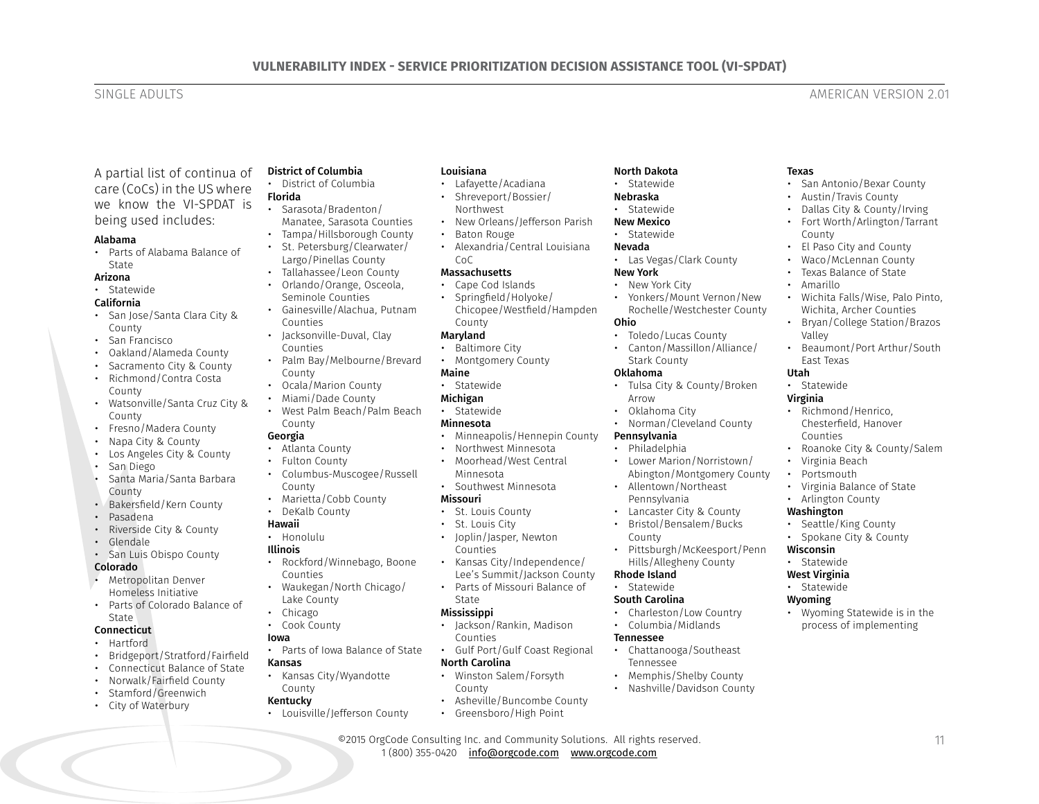A partial list of continua of care (CoCs) in the US where we know the VI-SPDAT is being used includes:

**Alabama**
- Parts of Alabama Balance of State

**Arizona**
- Statewide

**California**
- San Jose/Santa Clara City & County
- San Francisco
- Oakland/Alameda County
- Sacramento City & County
- Richmond/Contra Costa County
- Watsonville/Santa Cruz City & County
- Fresno/Madera County
- Napa City & County
- Los Angeles City & County
- San Diego
- Santa Maria/Santa Barbara County
- Bakersfield/Kern County
- Pasadena
- Riverside City & County
- Glendale
- San Luis Obispo County

**Colorado**
- Metropolitan Denver Homeless Initiative
- Parts of Colorado Balance of State

**Connecticut**
- Hartford
- Bridgeport/Stratford/Fairfield
- Connecticut Balance of State
- Norwalk/Fairfield County
- Stamford/Greenwich
- City of Waterbury

**District of Columbia**
- District of Columbia

**Florida**
- Sarasota/Bradenton/Manatee, Sarasota Counties
- Tampa/Hillsborough County
- St. Petersburg/Clearwater/Largo/Pinellas County
- Tallahassee/Leon County
- Orlando/Orange, Osceola, Seminole Counties
- Gainesville/Alachua, Putnam Counties
- Jacksonville-Duval, Clay Counties
- Palm Bay/Melbourne/Brevard County
- Ocala/Marion County
- Miami/Dade County
- West Palm Beach/Palm Beach County

**Georgia**
- Atlanta County
- Fulton County
- Columbus-Muscogee/Russell County
- Marietta/Cobb County
- DeKalb County

**Hawaii**
- Honolulu

**Illinois**
- Rockford/Winnebago, Boone Counties
- Waukegan/North Chicago/Lake County
- Chicago
- Cook County

**Iowa**
- Parts of Iowa Balance of State

**Kansas**
- Kansas City/Wyandotte County

**Kentucky**
- Louisville/Jefferson County

**Louisiana**
- Lafayette/Acadiana
- Shreveport/Bossier/Northwest
- New Orleans/Jefferson Parish
- Baton Rouge
- Alexandria/Central Louisiana CoC

**Massachusetts**
- Cape Cod Islands
- Springfield/Holyoke/Chicopee/Westfield/Hampden County

**Maryland**
- Baltimore City
- Montgomery County

**Maine**
- Statewide

**Michigan**
- Statewide

**Minnesota**
- Minneapolis/Hennepin County
- Northwest Minnesota
- Moorhead/West Central Minnesota
- Southwest Minnesota

**Missouri**
- St. Louis County
- St. Louis City
- Joplin/Jasper, Newton Counties
- Kansas City/Independence/Lee's Summit/Jackson County
- Parts of Missouri Balance of State

**Mississippi**
- Jackson/Rankin, Madison Counties
- Gulf Port/Gulf Coast Regional

**North Carolina**
- Winston Salem/Forsyth County
- Asheville/Buncombe County
- Greensboro/High Point

**North Dakota**
- Statewide

**Nebraska**
- Statewide

**New Mexico**
- Statewide

**Nevada**
- Las Vegas/Clark County

**New York**
- New York City
- Yonkers/Mount Vernon/New Rochelle/Westchester County

**Ohio**
- Toledo/Lucas County
- Canton/Massillon/Alliance/Stark County

**Oklahoma**
- Tulsa City & County/Broken Arrow
- Oklahoma City
- Norman/Cleveland County

**Pennsylvania**
- Philadelphia
- Lower Marion/Norristown/Abington/Montgomery County
- Allentown/Northeast Pennsylvania
- Lancaster City & County
- Bristol/Bensalem/Bucks County
- Pittsburgh/McKeesport/Penn Hills/Allegheny County

**Rhode Island**
- Statewide

**South Carolina**
- Charleston/Low Country
- Columbia/Midlands

**Tennessee**
- Chattanooga/Southeast Tennessee
- Memphis/Shelby County
- Nashville/Davidson County

**Texas**
- San Antonio/Bexar County
- Austin/Travis County
- Dallas City & County/Irving
- Fort Worth/Arlington/Tarrant County
- El Paso City and County
- Waco/McLennan County
- Texas Balance of State
- Amarillo
- Wichita Falls/Wise, Palo Pinto, Wichita, Archer Counties
- Bryan/College Station/Brazos Valley
- Beaumont/Port Arthur/South East Texas

**Utah**
- Statewide

**Virginia**
- Richmond/Henrico, Chesterfield, Hanover Counties
- Roanoke City & County/Salem
- Virginia Beach
- Portsmouth
- Virginia Balance of State
- Arlington County

**Washington**
- Seattle/King County
- Spokane City & County

**Wisconsin**
- Statewide

**West Virginia**
- Statewide

**Wyoming**
- Wyoming Statewide is in the process of implementing